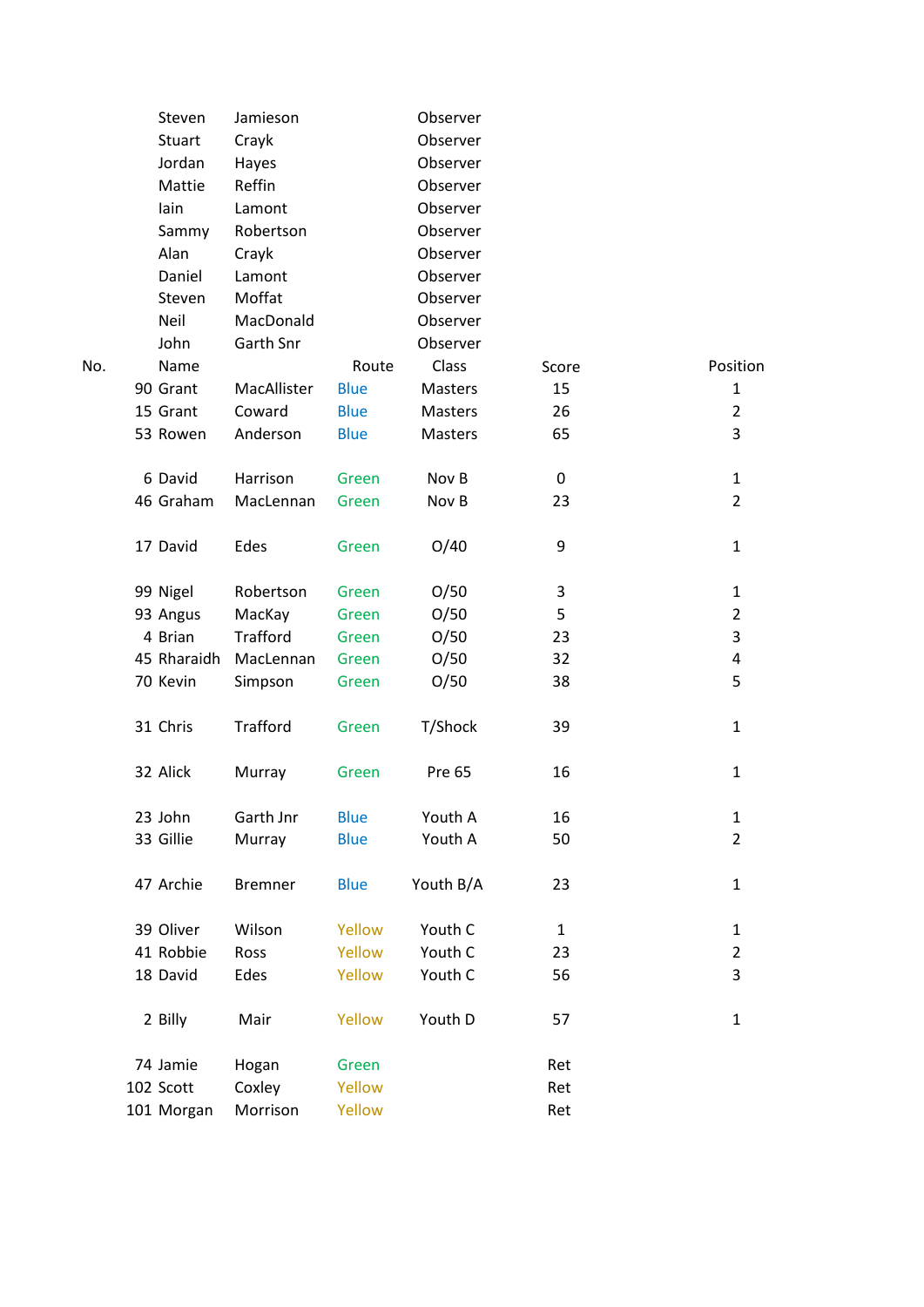| No. | Name | | Route | Class | Score | Position |
|---|---|---|---|---|---|---|
| | Steven | Jamieson | | Observer | | |
| | Stuart | Crayk | | Observer | | |
| | Jordan | Hayes | | Observer | | |
| | Mattie | Reffin | | Observer | | |
| | Iain | Lamont | | Observer | | |
| | Sammy | Robertson | | Observer | | |
| | Alan | Crayk | | Observer | | |
| | Daniel | Lamont | | Observer | | |
| | Steven | Moffat | | Observer | | |
| | Neil | MacDonald | | Observer | | |
| | John | Garth Snr | | Observer | | |
| 90 | Grant | MacAllister | Blue | Masters | 15 | 1 |
| 15 | Grant | Coward | Blue | Masters | 26 | 2 |
| 53 | Rowen | Anderson | Blue | Masters | 65 | 3 |
| | | | | | | |
| 6 | David | Harrison | Green | Nov B | 0 | 1 |
| 46 | Graham | MacLennan | Green | Nov B | 23 | 2 |
| | | | | | | |
| 17 | David | Edes | Green | O/40 | 9 | 1 |
| | | | | | | |
| 99 | Nigel | Robertson | Green | O/50 | 3 | 1 |
| 93 | Angus | MacKay | Green | O/50 | 5 | 2 |
| 4 | Brian | Trafford | Green | O/50 | 23 | 3 |
| 45 | Rharaidh | MacLennan | Green | O/50 | 32 | 4 |
| 70 | Kevin | Simpson | Green | O/50 | 38 | 5 |
| | | | | | | |
| 31 | Chris | Trafford | Green | T/Shock | 39 | 1 |
| | | | | | | |
| 32 | Alick | Murray | Green | Pre 65 | 16 | 1 |
| | | | | | | |
| 23 | John | Garth Jnr | Blue | Youth A | 16 | 1 |
| 33 | Gillie | Murray | Blue | Youth A | 50 | 2 |
| | | | | | | |
| 47 | Archie | Bremner | Blue | Youth B/A | 23 | 1 |
| | | | | | | |
| 39 | Oliver | Wilson | Yellow | Youth C | 1 | 1 |
| 41 | Robbie | Ross | Yellow | Youth C | 23 | 2 |
| 18 | David | Edes | Yellow | Youth C | 56 | 3 |
| | | | | | | |
| 2 | Billy | Mair | Yellow | Youth D | 57 | 1 |
| | | | | | | |
| 74 | Jamie | Hogan | Green | | Ret | |
| 102 | Scott | Coxley | Yellow | | Ret | |
| 101 | Morgan | Morrison | Yellow | | Ret | |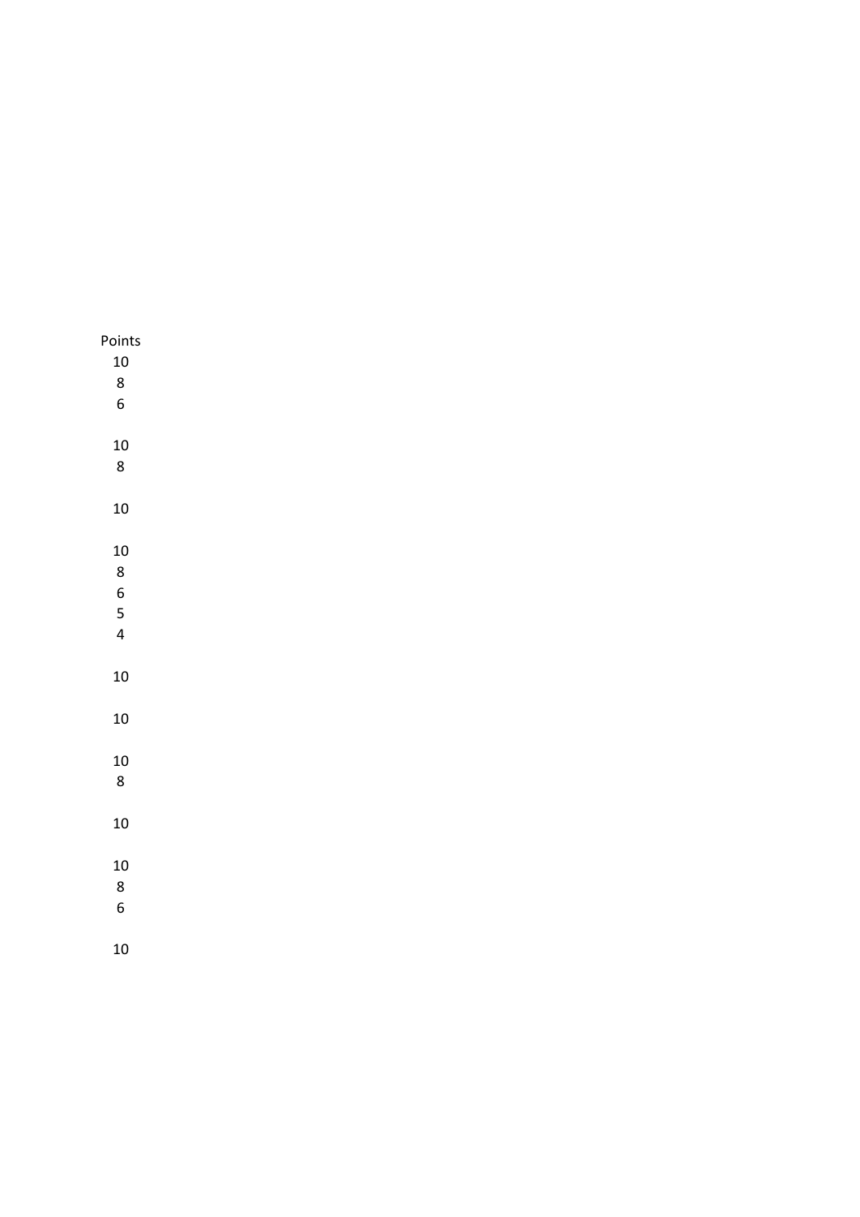| Points |
|---|
| 10 |
| 8 |
| 6 |
| |
| 10 |
| 8 |
| |
| 10 |
| |
| 10 |
| 8 |
| 6 |
| 5 |
| 4 |
| |
| 10 |
| |
| 10 |
| |
| 10 |
| 8 |
| |
| 10 |
| |
| 10 |
| 8 |
| 6 |
| |
| 10 |